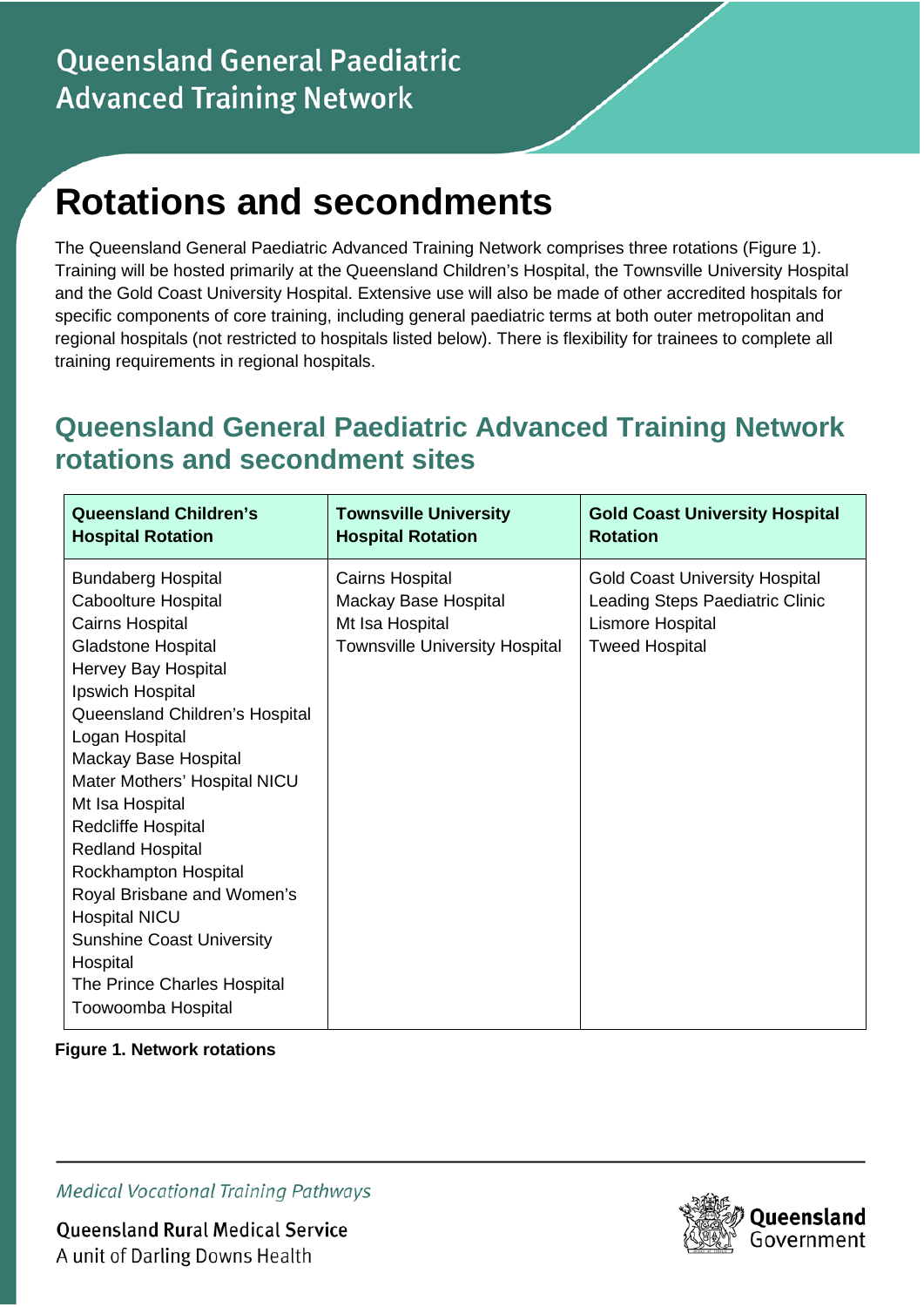Queensland General Paediatric Advanced Training Network

# Rotations and secondments

The Queensland General Paediatric Advanced Training Network comprises three rotations (Figure 1). Training will be hosted primarily at the Queensland Children's Hospital, the Townsville University Hospital and the Gold Coast University Hospital. Extensive use will also be made of other accredited hospitals for specific components of core training, including general paediatric terms at both outer metropolitan and regional hospitals (not restricted to hospitals listed below). There is flexibility for trainees to complete all training requirements in regional hospitals.

## Queensland General Paediatric Advanced Training Network rotations and secondment sites

| Queensland Children's Hospital Rotation | Townsville University Hospital Rotation | Gold Coast University Hospital Rotation |
|---|---|---|
| Bundaberg Hospital<br>Caboolture Hospital<br>Cairns Hospital<br>Gladstone Hospital<br>Hervey Bay Hospital<br>Ipswich Hospital<br>Queensland Children's Hospital<br>Logan Hospital<br>Mackay Base Hospital<br>Mater Mothers' Hospital NICU<br>Mt Isa Hospital<br>Redcliffe Hospital<br>Redland Hospital<br>Rockhampton Hospital<br>Royal Brisbane and Women's Hospital NICU<br>Sunshine Coast University Hospital<br>The Prince Charles Hospital<br>Toowoomba Hospital | Cairns Hospital<br>Mackay Base Hospital<br>Mt Isa Hospital<br>Townsville University Hospital | Gold Coast University Hospital<br>Leading Steps Paediatric Clinic<br>Lismore Hospital<br>Tweed Hospital |

**Figure 1. Network rotations**

*Medical Vocational Training Pathways*

Queensland Rural Medical Service
A unit of Darling Downs Health

Queensland Government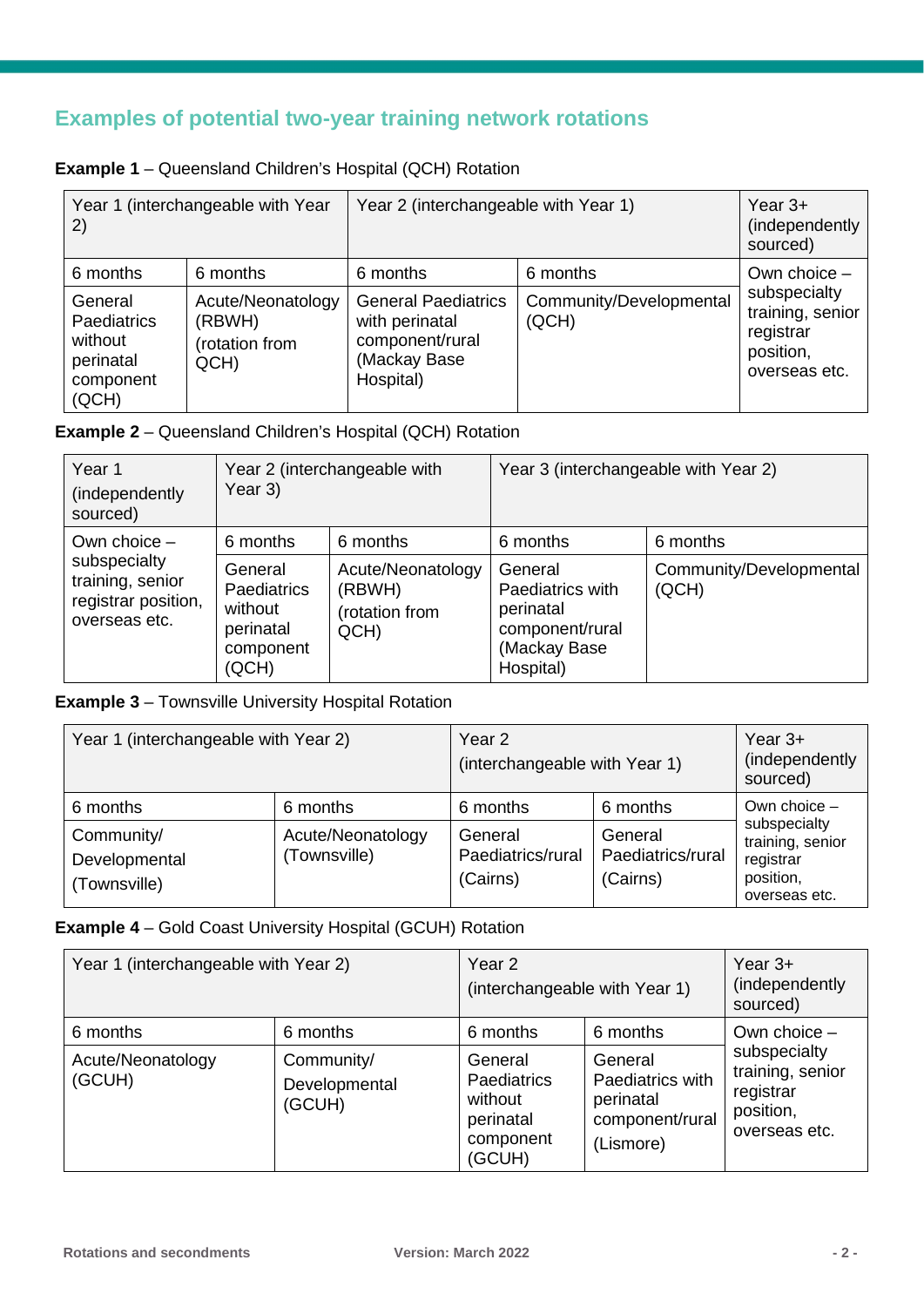## Examples of potential two-year training network rotations

**Example 1** – Queensland Children's Hospital (QCH) Rotation

| Year 1 (interchangeable with Year 2) | | Year 2 (interchangeable with Year 1) | | Year 3+ (independently sourced) |
|---|---|---|---|---|
| 6 months | 6 months | 6 months | 6 months | Own choice – subspecialty training, senior registrar position, overseas etc. |
| General Paediatrics without perinatal component (QCH) | Acute/Neonatology (RBWH) (rotation from QCH) | General Paediatrics with perinatal component/rural (Mackay Base Hospital) | Community/Developmental (QCH) | |

**Example 2** – Queensland Children's Hospital (QCH) Rotation

| Year 1 (independently sourced) | Year 2 (interchangeable with Year 3) | | Year 3 (interchangeable with Year 2) | |
|---|---|---|---|---|
| Own choice – subspecialty training, senior registrar position, overseas etc. | 6 months | 6 months | 6 months | 6 months |
| | General Paediatrics without perinatal component (QCH) | Acute/Neonatology (RBWH) (rotation from QCH) | General Paediatrics with perinatal component/rural (Mackay Base Hospital) | Community/Developmental (QCH) |

**Example 3** – Townsville University Hospital Rotation

| Year 1 (interchangeable with Year 2) | | Year 2 (interchangeable with Year 1) | | Year 3+ (independently sourced) |
|---|---|---|---|---|
| 6 months | 6 months | 6 months | 6 months | Own choice – subspecialty training, senior registrar position, overseas etc. |
| Community/ Developmental (Townsville) | Acute/Neonatology (Townsville) | General Paediatrics/rural (Cairns) | General Paediatrics/rural (Cairns) | |

**Example 4** – Gold Coast University Hospital (GCUH) Rotation

| Year 1 (interchangeable with Year 2) | | Year 2 (interchangeable with Year 1) | | Year 3+ (independently sourced) |
|---|---|---|---|---|
| 6 months | 6 months | 6 months | 6 months | Own choice – subspecialty training, senior registrar position, overseas etc. |
| Acute/Neonatology (GCUH) | Community/ Developmental (GCUH) | General Paediatrics without perinatal component (GCUH) | General Paediatrics with perinatal component/rural (Lismore) | |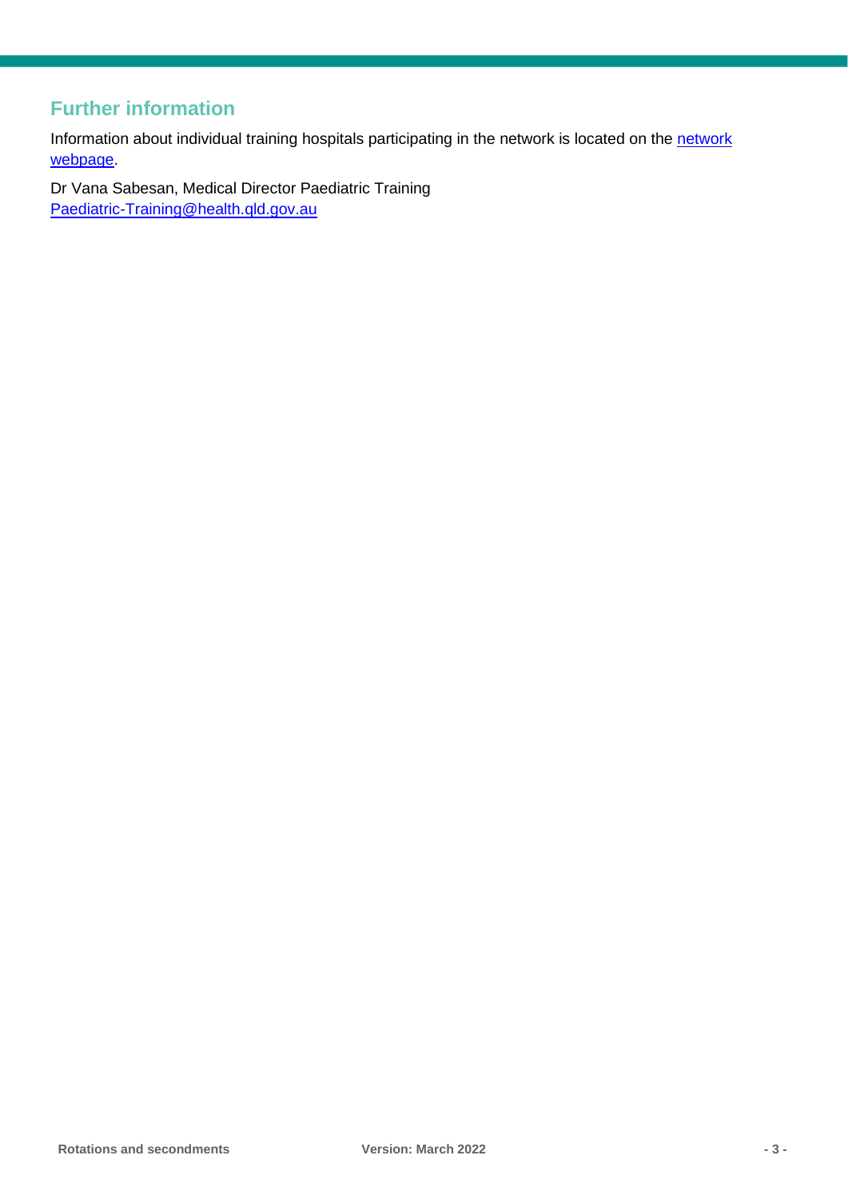## Further information

Information about individual training hospitals participating in the network is located on the network webpage.

Dr Vana Sabesan, Medical Director Paediatric Training
Paediatric-Training@health.qld.gov.au